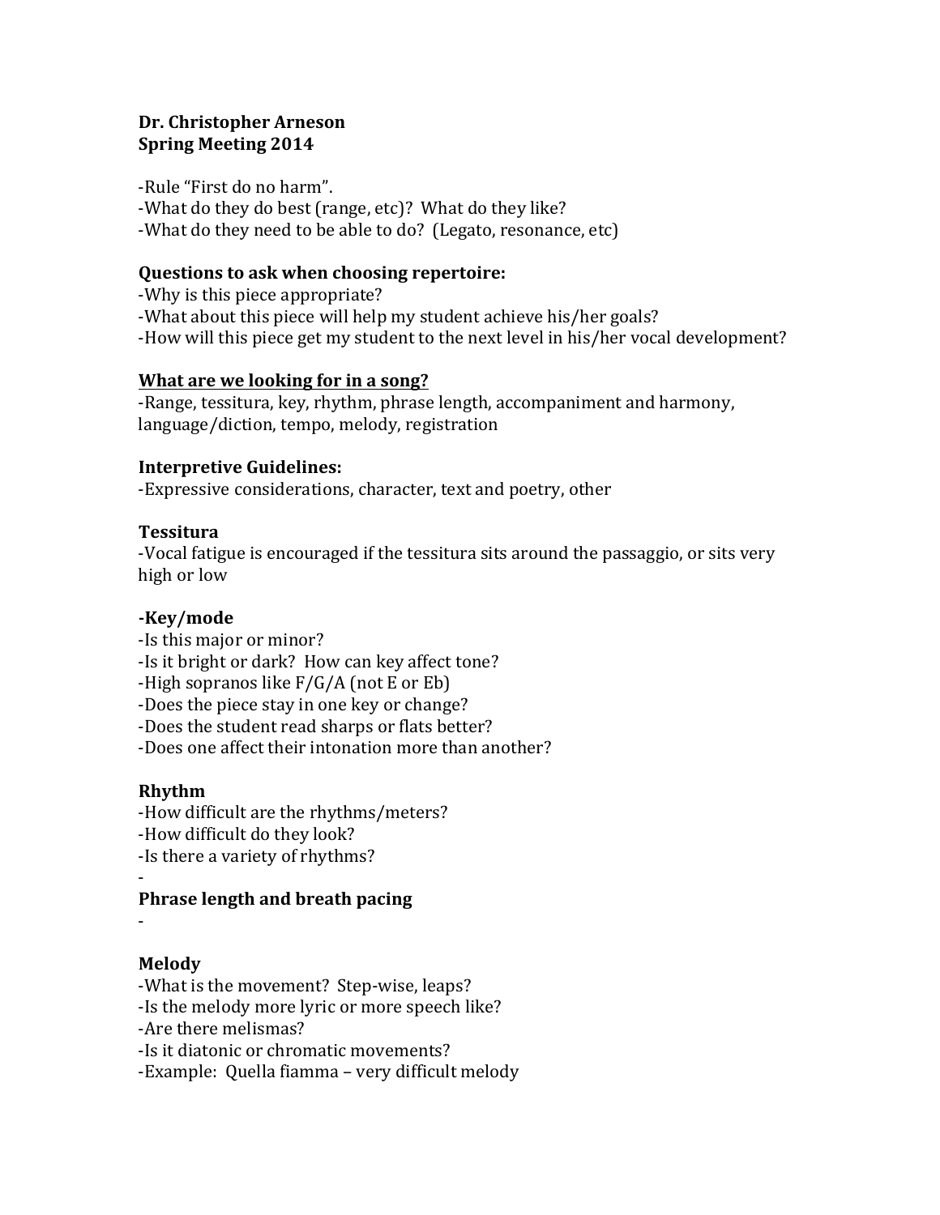**Dr. Christopher Arneson**
**Spring Meeting 2014**

-Rule "First do no harm".
-What do they do best (range, etc)? What do they like?
-What do they need to be able to do? (Legato, resonance, etc)

**Questions to ask when choosing repertoire:**
-Why is this piece appropriate?
-What about this piece will help my student achieve his/her goals?
-How will this piece get my student to the next level in his/her vocal development?

**<u>What are we looking for in a song?</u>**
-Range, tessitura, key, rhythm, phrase length, accompaniment and harmony, language/diction, tempo, melody, registration

**Interpretive Guidelines:**
-Expressive considerations, character, text and poetry, other

**Tessitura**
-Vocal fatigue is encouraged if the tessitura sits around the passaggio, or sits very high or low

**-Key/mode**
-Is this major or minor?
-Is it bright or dark? How can key affect tone?
-High sopranos like F/G/A (not E or Eb)
-Does the piece stay in one key or change?
-Does the student read sharps or flats better?
-Does one affect their intonation more than another?

**Rhythm**
-How difficult are the rhythms/meters?
-How difficult do they look?
-Is there a variety of rhythms?
-

**Phrase length and breath pacing**
-

**Melody**
-What is the movement? Step-wise, leaps?
-Is the melody more lyric or more speech like?
-Are there melismas?
-Is it diatonic or chromatic movements?
-Example: Quella fiamma – very difficult melody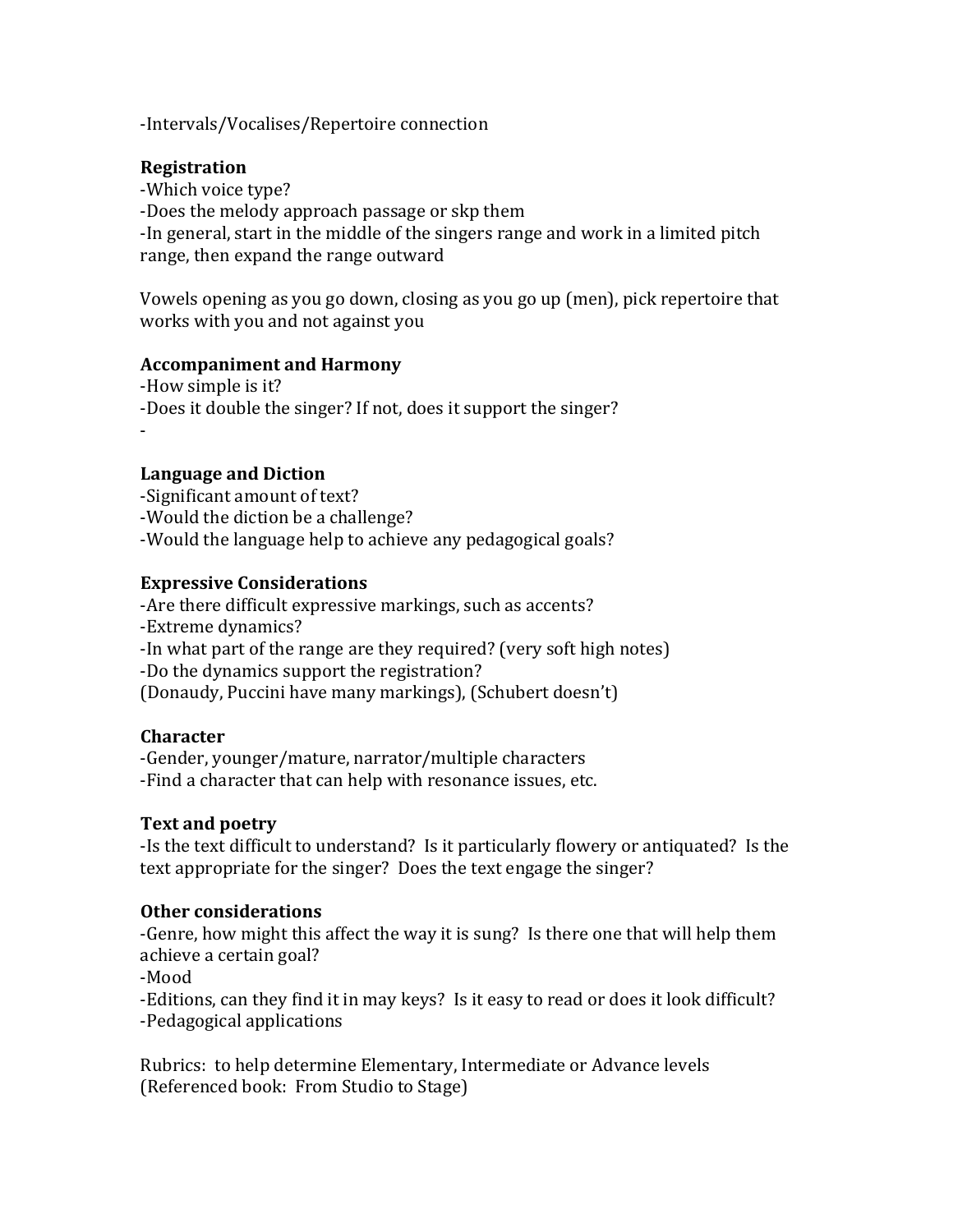-Intervals/Vocalises/Repertoire connection

**Registration**
-Which voice type?
-Does the melody approach passage or skp them
-In general, start in the middle of the singers range and work in a limited pitch range, then expand the range outward

Vowels opening as you go down, closing as you go up (men), pick repertoire that works with you and not against you

**Accompaniment and Harmony**
-How simple is it?
-Does it double the singer? If not, does it support the singer?
-

**Language and Diction**
-Significant amount of text?
-Would the diction be a challenge?
-Would the language help to achieve any pedagogical goals?

**Expressive Considerations**
-Are there difficult expressive markings, such as accents?
-Extreme dynamics?
-In what part of the range are they required? (very soft high notes)
-Do the dynamics support the registration?
(Donaudy, Puccini have many markings), (Schubert doesn't)

**Character**
-Gender, younger/mature, narrator/multiple characters
-Find a character that can help with resonance issues, etc.

**Text and poetry**
-Is the text difficult to understand? Is it particularly flowery or antiquated? Is the text appropriate for the singer? Does the text engage the singer?

**Other considerations**
-Genre, how might this affect the way it is sung? Is there one that will help them achieve a certain goal?
-Mood
-Editions, can they find it in may keys? Is it easy to read or does it look difficult?
-Pedagogical applications

Rubrics: to help determine Elementary, Intermediate or Advance levels
(Referenced book: From Studio to Stage)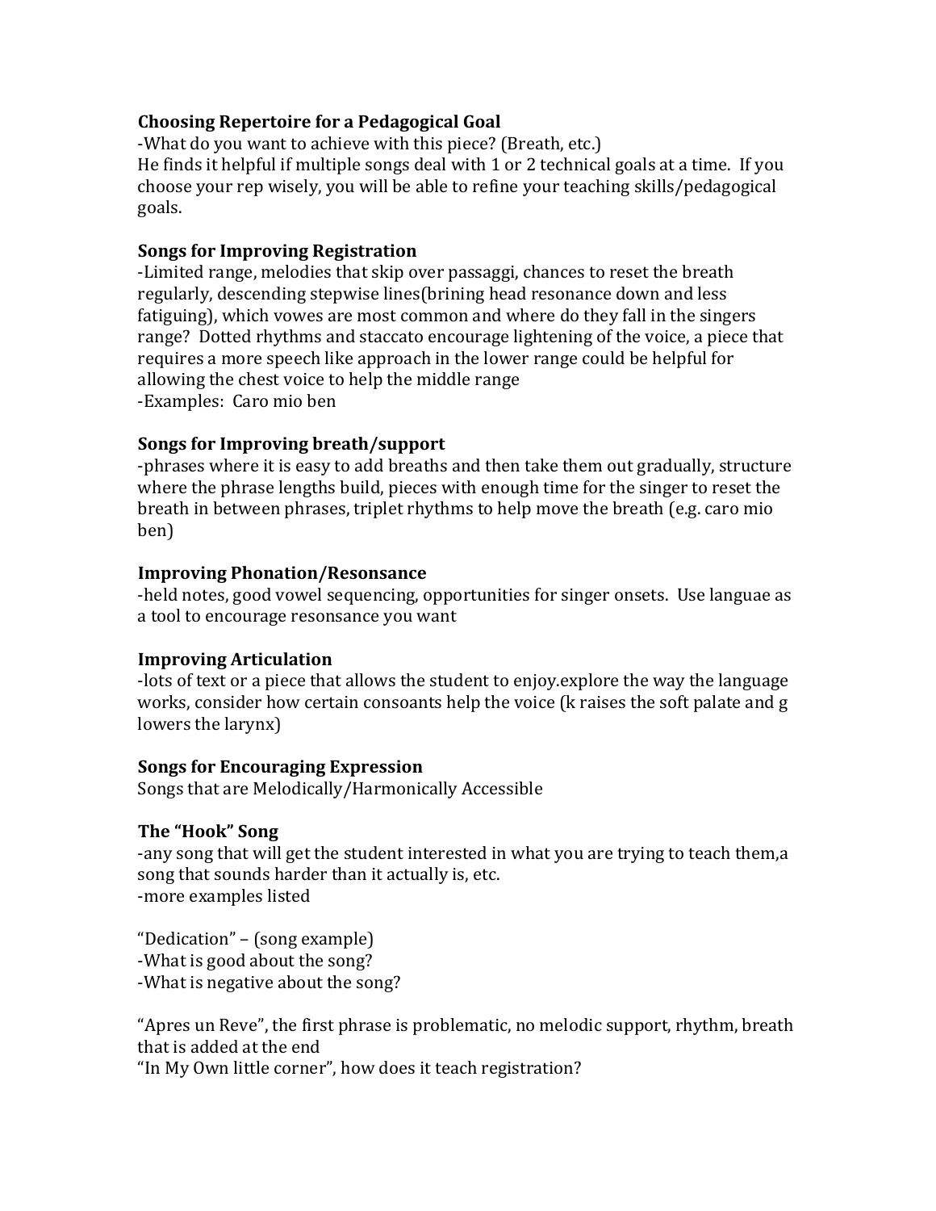**Choosing Repertoire for a Pedagogical Goal**

-What do you want to achieve with this piece? (Breath, etc.)
He finds it helpful if multiple songs deal with 1 or 2 technical goals at a time. If you choose your rep wisely, you will be able to refine your teaching skills/pedagogical goals.

**Songs for Improving Registration**

-Limited range, melodies that skip over passaggi, chances to reset the breath regularly, descending stepwise lines(brining head resonance down and less fatiguing), which vowes are most common and where do they fall in the singers range? Dotted rhythms and staccato encourage lightening of the voice, a piece that requires a more speech like approach in the lower range could be helpful for allowing the chest voice to help the middle range
-Examples: Caro mio ben

**Songs for Improving breath/support**

-phrases where it is easy to add breaths and then take them out gradually, structure where the phrase lengths build, pieces with enough time for the singer to reset the breath in between phrases, triplet rhythms to help move the breath (e.g. caro mio ben)

**Improving Phonation/Resonsance**

-held notes, good vowel sequencing, opportunities for singer onsets. Use languae as a tool to encourage resonsance you want

**Improving Articulation**

-lots of text or a piece that allows the student to enjoy.explore the way the language works, consider how certain consoants help the voice (k raises the soft palate and g lowers the larynx)

**Songs for Encouraging Expression**

Songs that are Melodically/Harmonically Accessible

**The "Hook" Song**

-any song that will get the student interested in what you are trying to teach them,a song that sounds harder than it actually is, etc.
-more examples listed

"Dedication" – (song example)
-What is good about the song?
-What is negative about the song?

"Apres un Reve", the first phrase is problematic, no melodic support, rhythm, breath that is added at the end
"In My Own little corner", how does it teach registration?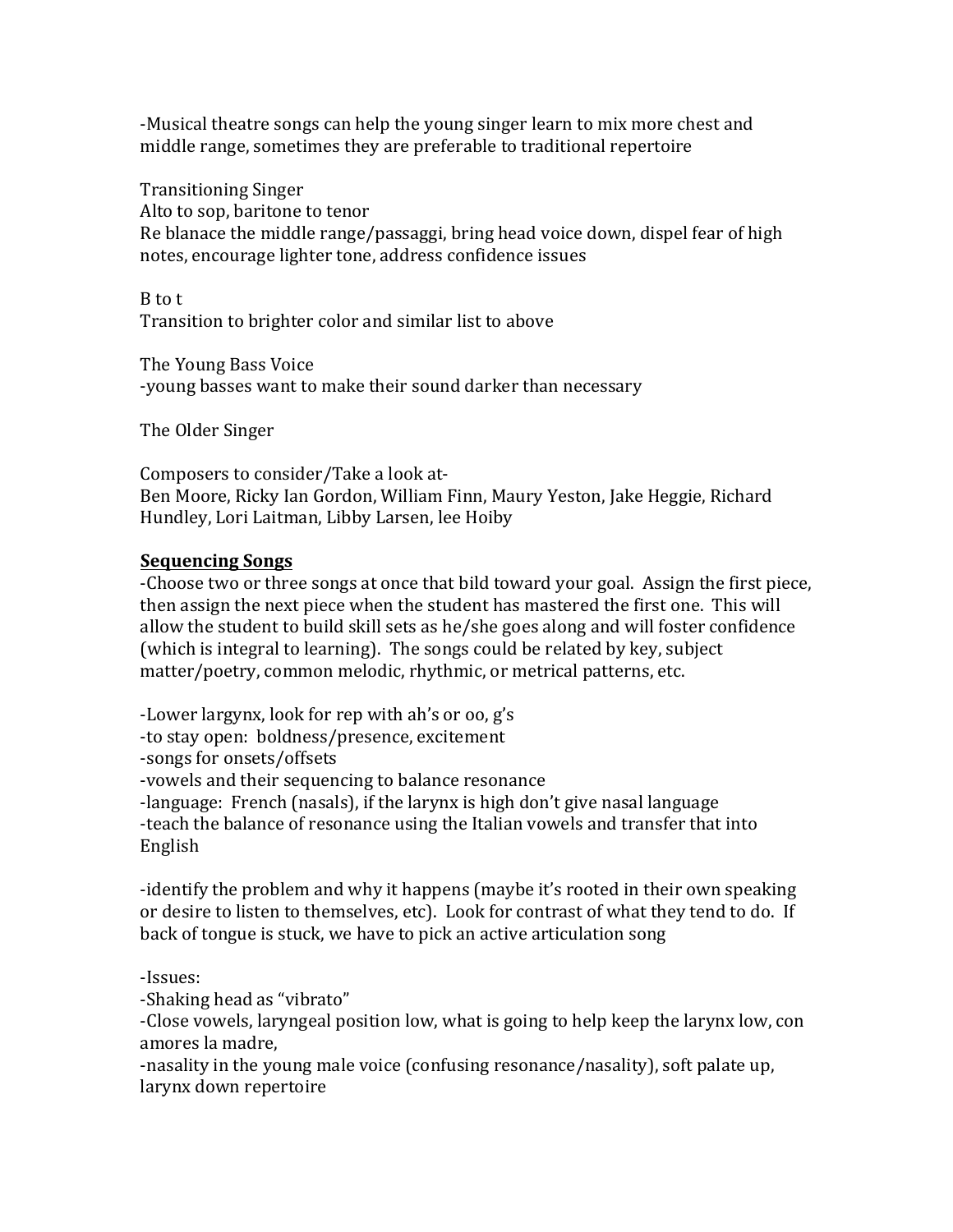-Musical theatre songs can help the young singer learn to mix more chest and middle range, sometimes they are preferable to traditional repertoire

Transitioning Singer
Alto to sop, baritone to tenor
Re blanace the middle range/passaggi, bring head voice down, dispel fear of high notes, encourage lighter tone, address confidence issues

B to t
Transition to brighter color and similar list to above

The Young Bass Voice
-young basses want to make their sound darker than necessary

The Older Singer

Composers to consider/Take a look at-
Ben Moore, Ricky Ian Gordon, William Finn, Maury Yeston, Jake Heggie, Richard Hundley, Lori Laitman, Libby Larsen, lee Hoiby

**<u>Sequencing Songs</u>**
-Choose two or three songs at once that bild toward your goal. Assign the first piece, then assign the next piece when the student has mastered the first one. This will allow the student to build skill sets as he/she goes along and will foster confidence (which is integral to learning). The songs could be related by key, subject matter/poetry, common melodic, rhythmic, or metrical patterns, etc.

-Lower largynx, look for rep with ah's or oo, g's
-to stay open: boldness/presence, excitement
-songs for onsets/offsets
-vowels and their sequencing to balance resonance
-language: French (nasals), if the larynx is high don't give nasal language
-teach the balance of resonance using the Italian vowels and transfer that into English

-identify the problem and why it happens (maybe it's rooted in their own speaking or desire to listen to themselves, etc). Look for contrast of what they tend to do. If back of tongue is stuck, we have to pick an active articulation song

-Issues:
-Shaking head as "vibrato"
-Close vowels, laryngeal position low, what is going to help keep the larynx low, con amores la madre,
-nasality in the young male voice (confusing resonance/nasality), soft palate up, larynx down repertoire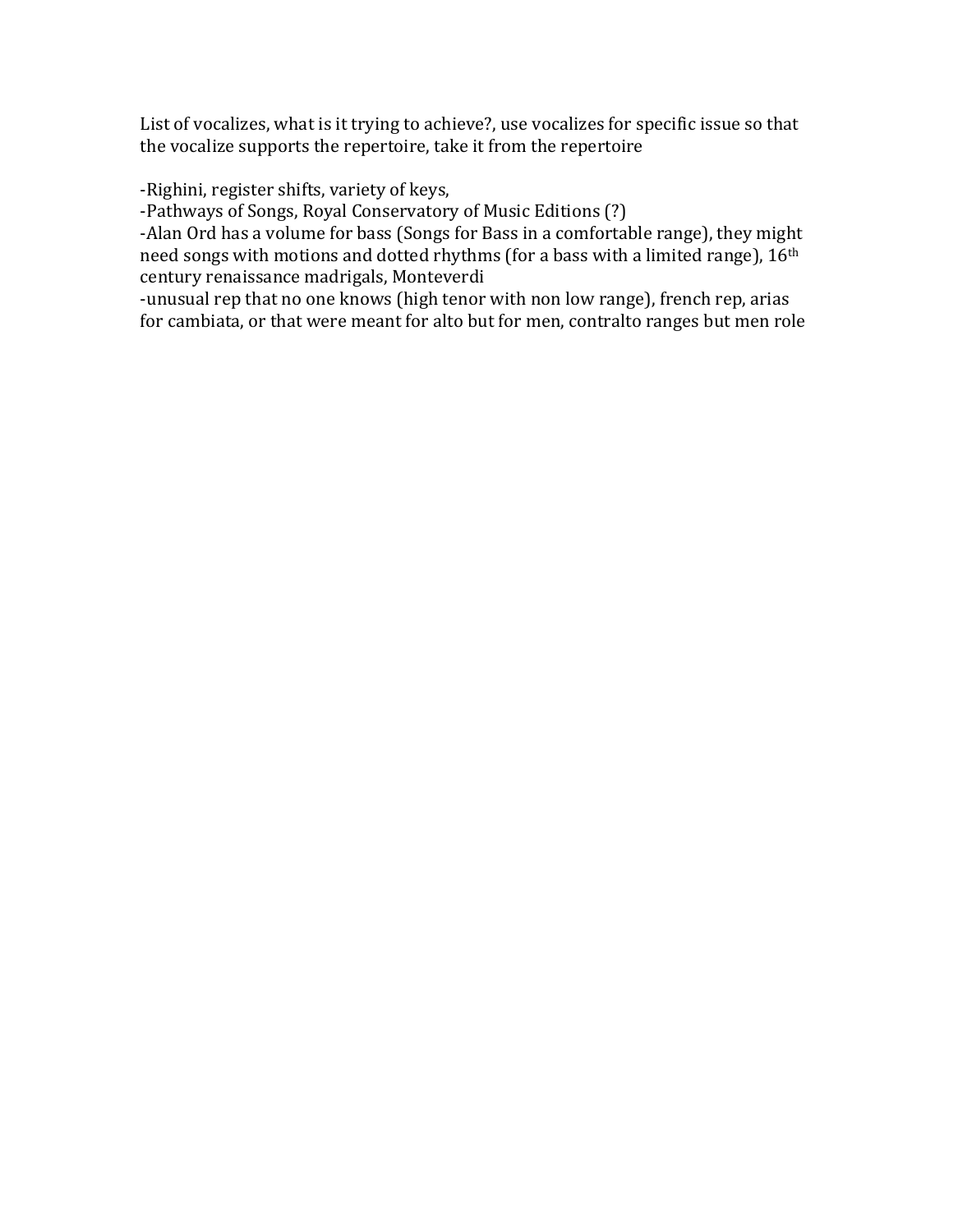List of vocalizes, what is it trying to achieve?, use vocalizes for specific issue so that the vocalize supports the repertoire, take it from the repertoire

- -Righini, register shifts, variety of keys,
- -Pathways of Songs, Royal Conservatory of Music Editions (?)
- -Alan Ord has a volume for bass (Songs for Bass in a comfortable range), they might need songs with motions and dotted rhythms (for a bass with a limited range), 16th century renaissance madrigals, Monteverdi
- -unusual rep that no one knows (high tenor with non low range), french rep, arias for cambiata, or that were meant for alto but for men, contralto ranges but men role